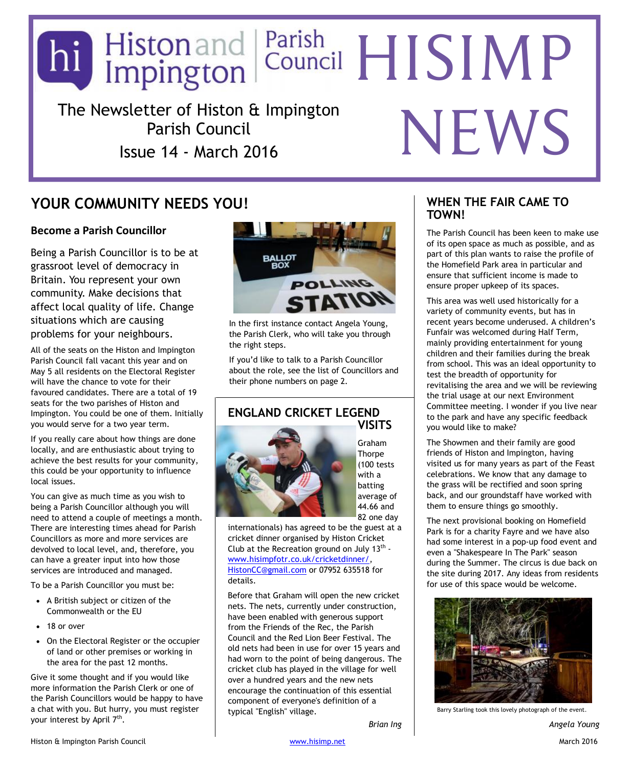# Histon and Impington Parish Council HISIMP NEWS

The Newsletter of Histon & Impington Parish Council

Issue 14 - March 2016

## YOUR COMMUNITY NEEDS YOU!

### Become a Parish Councillor

Being a Parish Councillor is to be at grassroot level of democracy in Britain. You represent your own community. Make decisions that affect local quality of life. Change situations which are causing problems for your neighbours.

All of the seats on the Histon and Impington Parish Council fall vacant this year and on May 5 all residents on the Electoral Register will have the chance to vote for their favoured candidates. There are a total of 19 seats for the two parishes of Histon and Impington. You could be one of them. Initially you would serve for a two year term.

If you really care about how things are done locally, and are enthusiastic about trying to achieve the best results for your community, this could be your opportunity to influence local issues.

You can give as much time as you wish to being a Parish Councillor although you will need to attend a couple of meetings a month. There are interesting times ahead for Parish Councillors as more and more services are devolved to local level, and, therefore, you can have a greater input into how those services are introduced and managed.

To be a Parish Councillor you must be:

- A British subject or citizen of the Commonwealth or the EU
- 18 or over
- On the Electoral Register or the occupier of land or other premises or working in the area for the past 12 months.

Give it some thought and if you would like more information the Parish Clerk or one of the Parish Councillors would be happy to have a chat with you. But hurry, you must register your interest by April 7th.

In the first instance contact Angela Young, the Parish Clerk, who will take you through the right steps.

If you'd like to talk to a Parish Councillor about the role, see the list of Councillors and their phone numbers on page 2.

## ENGLAND CRICKET LEGEND VISITS

Graham Thorpe (100 tests with a batting average of 44.66 and 82 one day internationals) has agreed to be the guest at a cricket dinner organised by Histon Cricket Club at the Recreation ground on July 13th - www.hisimpfotr.co.uk/cricketdinner/, HistonCC@gmail.com or 07952 635518 for details.

Before that Graham will open the new cricket nets. The nets, currently under construction, have been enabled with generous support from the Friends of the Rec, the Parish Council and the Red Lion Beer Festival. The old nets had been in use for over 15 years and had worn to the point of being dangerous. The cricket club has played in the village for well over a hundred years and the new nets encourage the continuation of this essential component of everyone's definition of a typical "English" village.

*Brian Ing*

## WHEN THE FAIR CAME TO TOWN!

The Parish Council has been keen to make use of its open space as much as possible, and as part of this plan wants to raise the profile of the Homefield Park area in particular and ensure that sufficient income is made to ensure proper upkeep of its spaces.

This area was well used historically for a variety of community events, but has in recent years become underused. A children's Funfair was welcomed during Half Term, mainly providing entertainment for young children and their families during the break from school. This was an ideal opportunity to test the breadth of opportunity for revitalising the area and we will be reviewing the trial usage at our next Environment Committee meeting. I wonder if you live near to the park and have any specific feedback you would like to make?

The Showmen and their family are good friends of Histon and Impington, having visited us for many years as part of the Feast celebrations. We know that any damage to the grass will be rectified and soon spring back, and our groundstaff have worked with them to ensure things go smoothly.

The next provisional booking on Homefield Park is for a charity Fayre and we have also had some interest in a pop-up food event and even a "Shakespeare In The Park" season during the Summer. The circus is due back on the site during 2017. Any ideas from residents for use of this space would be welcome.

Barry Starling took this lovely photograph of the event.

*Angela Young*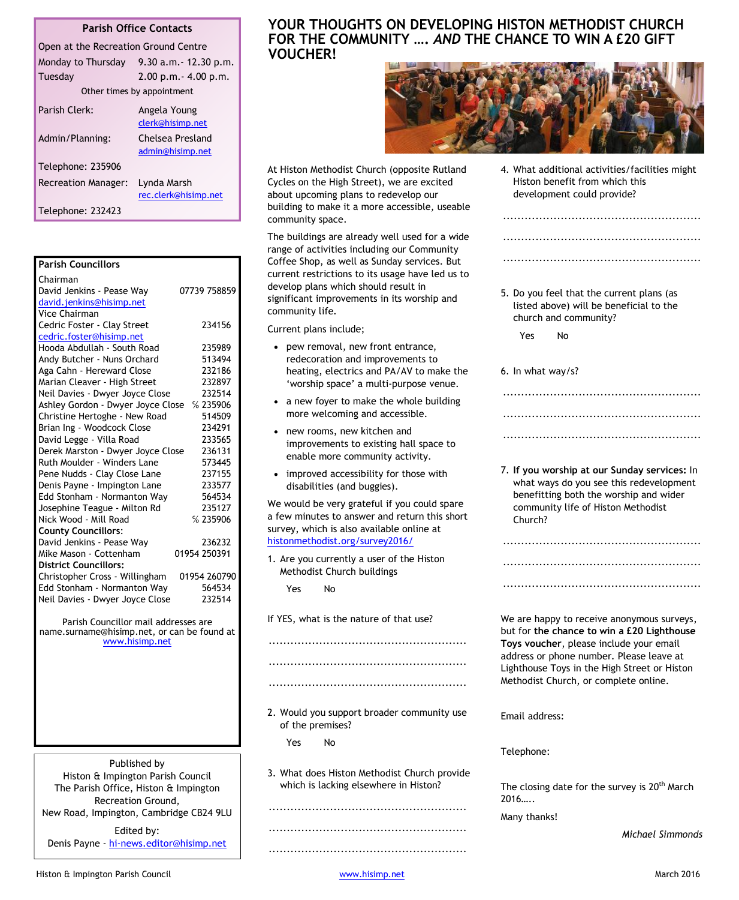## Parish Office Contacts

Open at the Recreation Ground Centre

| | |
|---|---|
| Monday to Thursday | 9.30 a.m.- 12.30 p.m. |
| Tuesday | 2.00 p.m.- 4.00 p.m. |

Other times by appointment

| | |
|---|---|
| Parish Clerk: | Angela Young clerk@hisimp.net |
| Admin/Planning: | Chelsea Presland admin@hisimp.net |
| Telephone: 235906 | |
| Recreation Manager: | Lynda Marsh rec.clerk@hisimp.net |
| Telephone: 232423 | |

## Parish Councillors

Chairman

| | |
|---|---|
| David Jenkins - Pease Way | 07739 758859 |
| david.jenkins@hisimp.net | |

Vice Chairman

| | |
|---|---|
| Cedric Foster - Clay Street | 234156 |
| cedric.foster@hisimp.net | |
| Hooda Abdullah - South Road | 235989 |
| Andy Butcher - Nuns Orchard | 513494 |
| Aga Cahn - Hereward Close | 232186 |
| Marian Cleaver - High Street | 232897 |
| Neil Davies - Dwyer Joyce Close | 232514 |
| Ashley Gordon - Dwyer Joyce Close | ℅ 235906 |
| Christine Hertoghe - New Road | 514509 |
| Brian Ing - Woodcock Close | 234291 |
| David Legge - Villa Road | 233565 |
| Derek Marston - Dwyer Joyce Close | 236131 |
| Ruth Moulder - Winders Lane | 573445 |
| Pene Nudds - Clay Close Lane | 237155 |
| Denis Payne - Impington Lane | 233577 |
| Edd Stonham - Normanton Way | 564534 |
| Josephine Teague - Milton Rd | 235127 |
| Nick Wood - Mill Road | ℅ 235906 |

**County Councillors**:

| | |
|---|---|
| David Jenkins - Pease Way | 236232 |
| Mike Mason - Cottenham | 01954 250391 |

**District Councillors:**

| | |
|---|---|
| Christopher Cross - Willingham | 01954 260790 |
| Edd Stonham - Normanton Way | 564534 |
| Neil Davies - Dwyer Joyce Close | 232514 |

Parish Councillor mail addresses are name.surname@hisimp.net, or can be found at www.hisimp.net

Published by
Histon & Impington Parish Council
The Parish Office, Histon & Impington Recreation Ground,
New Road, Impington, Cambridge CB24 9LU

Edited by:
Denis Payne - hi-news.editor@hisimp.net

# YOUR THOUGHTS ON DEVELOPING HISTON METHODIST CHURCH FOR THE COMMUNITY …. *AND* THE CHANCE TO WIN A £20 GIFT VOUCHER!

At Histon Methodist Church (opposite Rutland Cycles on the High Street), we are excited about upcoming plans to redevelop our building to make it a more accessible, useable community space.

The buildings are already well used for a wide range of activities including our Community Coffee Shop, as well as Sunday services. But current restrictions to its usage have led us to develop plans which should result in significant improvements in its worship and community life.

Current plans include;

- pew removal, new front entrance, redecoration and improvements to heating, electrics and PA/AV to make the 'worship space' a multi-purpose venue.
- a new foyer to make the whole building more welcoming and accessible.
- new rooms, new kitchen and improvements to existing hall space to enable more community activity.
- improved accessibility for those with disabilities (and buggies).

We would be very grateful if you could spare a few minutes to answer and return this short survey, which is also available online at histonmethodist.org/survey2016/

1. Are you currently a user of the Histon Methodist Church buildings

   Yes No

If YES, what is the nature of that use?

.......................................................

.......................................................

.......................................................

2. Would you support broader community use of the premises?

   Yes No

3. What does Histon Methodist Church provide which is lacking elsewhere in Histon?

.......................................................

.......................................................

.......................................................

4. What additional activities/facilities might Histon benefit from which this development could provide?

.......................................................

.......................................................

.......................................................

5. Do you feel that the current plans (as listed above) will be beneficial to the church and community?

   Yes No

6. In what way/s?

.......................................................

.......................................................

.......................................................

7. **If you worship at our Sunday services:** In what ways do you see this redevelopment benefitting both the worship and wider community life of Histon Methodist Church?

.......................................................

.......................................................

.......................................................

We are happy to receive anonymous surveys, but for **the chance to win a £20 Lighthouse Toys voucher**, please include your email address or phone number. Please leave at Lighthouse Toys in the High Street or Histon Methodist Church, or complete online.

Email address:

Telephone:

The closing date for the survey is 20th March 2016…..

Many thanks!

*Michael Simmonds*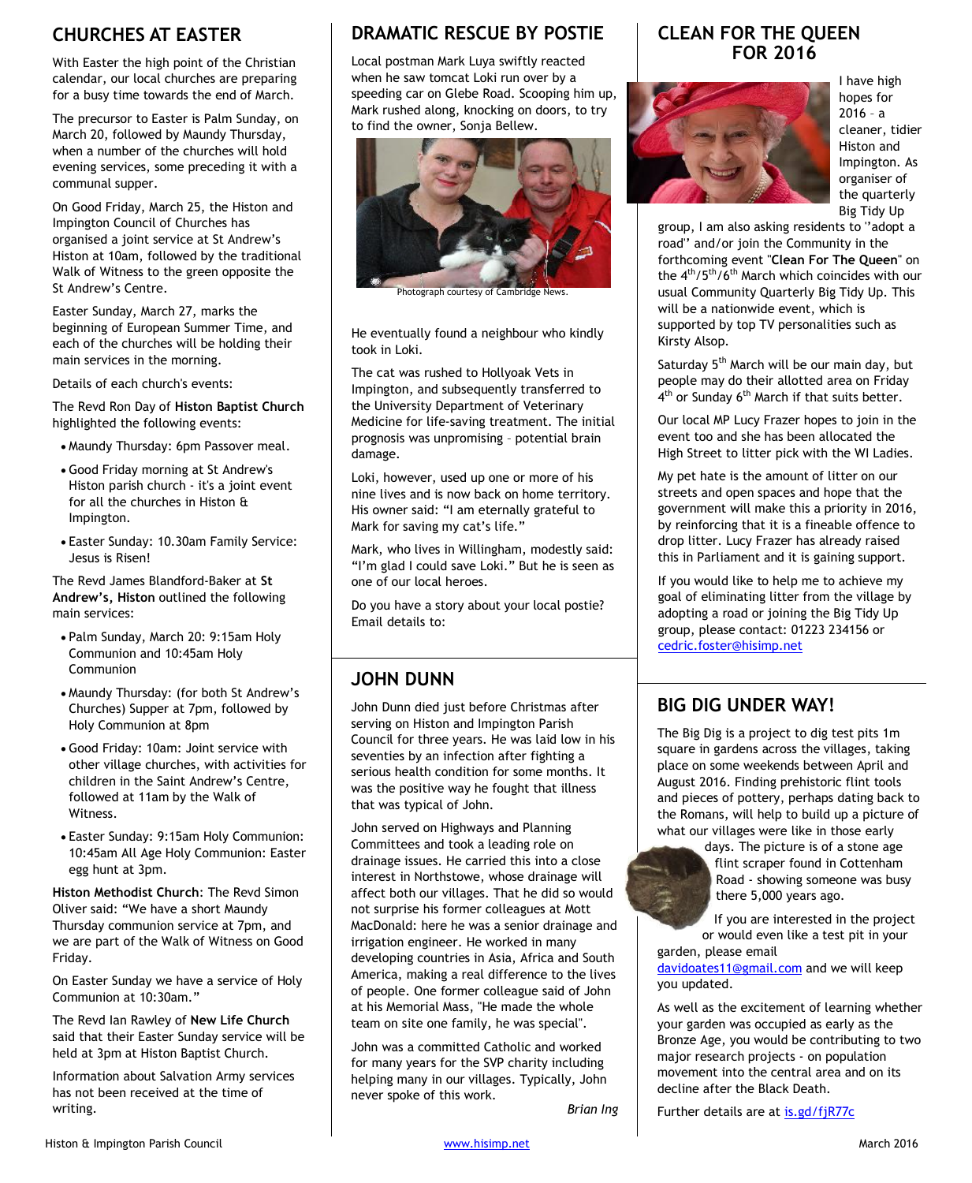## CHURCHES AT EASTER

With Easter the high point of the Christian calendar, our local churches are preparing for a busy time towards the end of March.

The precursor to Easter is Palm Sunday, on March 20, followed by Maundy Thursday, when a number of the churches will hold evening services, some preceding it with a communal supper.

On Good Friday, March 25, the Histon and Impington Council of Churches has organised a joint service at St Andrew's Histon at 10am, followed by the traditional Walk of Witness to the green opposite the St Andrew's Centre.

Easter Sunday, March 27, marks the beginning of European Summer Time, and each of the churches will be holding their main services in the morning.

Details of each church's events:

The Revd Ron Day of **Histon Baptist Church** highlighted the following events:

- Maundy Thursday: 6pm Passover meal.
- Good Friday morning at St Andrew's Histon parish church - it's a joint event for all the churches in Histon & Impington.
- Easter Sunday: 10.30am Family Service: Jesus is Risen!

The Revd James Blandford-Baker at **St Andrew's, Histon** outlined the following main services:

- Palm Sunday, March 20: 9:15am Holy Communion and 10:45am Holy Communion
- Maundy Thursday: (for both St Andrew's Churches) Supper at 7pm, followed by Holy Communion at 8pm
- Good Friday: 10am: Joint service with other village churches, with activities for children in the Saint Andrew's Centre, followed at 11am by the Walk of Witness.
- Easter Sunday: 9:15am Holy Communion: 10:45am All Age Holy Communion: Easter egg hunt at 3pm.

**Histon Methodist Church**: The Revd Simon Oliver said: "We have a short Maundy Thursday communion service at 7pm, and we are part of the Walk of Witness on Good Friday.

On Easter Sunday we have a service of Holy Communion at 10:30am."

The Revd Ian Rawley of **New Life Church** said that their Easter Sunday service will be held at 3pm at Histon Baptist Church.

Information about Salvation Army services has not been received at the time of writing.

## DRAMATIC RESCUE BY POSTIE

Local postman Mark Luya swiftly reacted when he saw tomcat Loki run over by a speeding car on Glebe Road. Scooping him up, Mark rushed along, knocking on doors, to try to find the owner, Sonja Bellew.

Photograph courtesy of Cambridge News.

He eventually found a neighbour who kindly took in Loki.

The cat was rushed to Hollyoak Vets in Impington, and subsequently transferred to the University Department of Veterinary Medicine for life-saving treatment. The initial prognosis was unpromising – potential brain damage.

Loki, however, used up one or more of his nine lives and is now back on home territory. His owner said: "I am eternally grateful to Mark for saving my cat's life."

Mark, who lives in Willingham, modestly said: "I'm glad I could save Loki." But he is seen as one of our local heroes.

Do you have a story about your local postie? Email details to:

## JOHN DUNN

John Dunn died just before Christmas after serving on Histon and Impington Parish Council for three years. He was laid low in his seventies by an infection after fighting a serious health condition for some months. It was the positive way he fought that illness that was typical of John.

John served on Highways and Planning Committees and took a leading role on drainage issues. He carried this into a close interest in Northstowe, whose drainage will affect both our villages. That he did so would not surprise his former colleagues at Mott MacDonald: here he was a senior drainage and irrigation engineer. He worked in many developing countries in Asia, Africa and South America, making a real difference to the lives of people. One former colleague said of John at his Memorial Mass, "He made the whole team on site one family, he was special".

John was a committed Catholic and worked for many years for the SVP charity including helping many in our villages. Typically, John never spoke of this work.

*Brian Ing*

## CLEAN FOR THE QUEEN FOR 2016

I have high hopes for 2016 – a cleaner, tidier Histon and Impington. As organiser of the quarterly Big Tidy Up group, I am also asking residents to ''adopt a road'' and/or join the Community in the forthcoming event "**Clean For The Queen**" on the 4th/5th/6th March which coincides with our usual Community Quarterly Big Tidy Up. This will be a nationwide event, which is supported by top TV personalities such as Kirsty Alsop.

Saturday 5th March will be our main day, but people may do their allotted area on Friday 4th or Sunday 6th March if that suits better.

Our local MP Lucy Frazer hopes to join in the event too and she has been allocated the High Street to litter pick with the WI Ladies.

My pet hate is the amount of litter on our streets and open spaces and hope that the government will make this a priority in 2016, by reinforcing that it is a fineable offence to drop litter. Lucy Frazer has already raised this in Parliament and it is gaining support.

If you would like to help me to achieve my goal of eliminating litter from the village by adopting a road or joining the Big Tidy Up group, please contact: 01223 234156 or cedric.foster@hisimp.net

## BIG DIG UNDER WAY!

The Big Dig is a project to dig test pits 1m square in gardens across the villages, taking place on some weekends between April and August 2016. Finding prehistoric flint tools and pieces of pottery, perhaps dating back to the Romans, will help to build up a picture of what our villages were like in those early days. The picture is of a stone age flint scraper found in Cottenham Road - showing someone was busy there 5,000 years ago.

If you are interested in the project or would even like a test pit in your garden, please email davidoates11@gmail.com and we will keep you updated.

As well as the excitement of learning whether your garden was occupied as early as the Bronze Age, you would be contributing to two major research projects - on population movement into the central area and on its decline after the Black Death.

Further details are at is.gd/fjR77c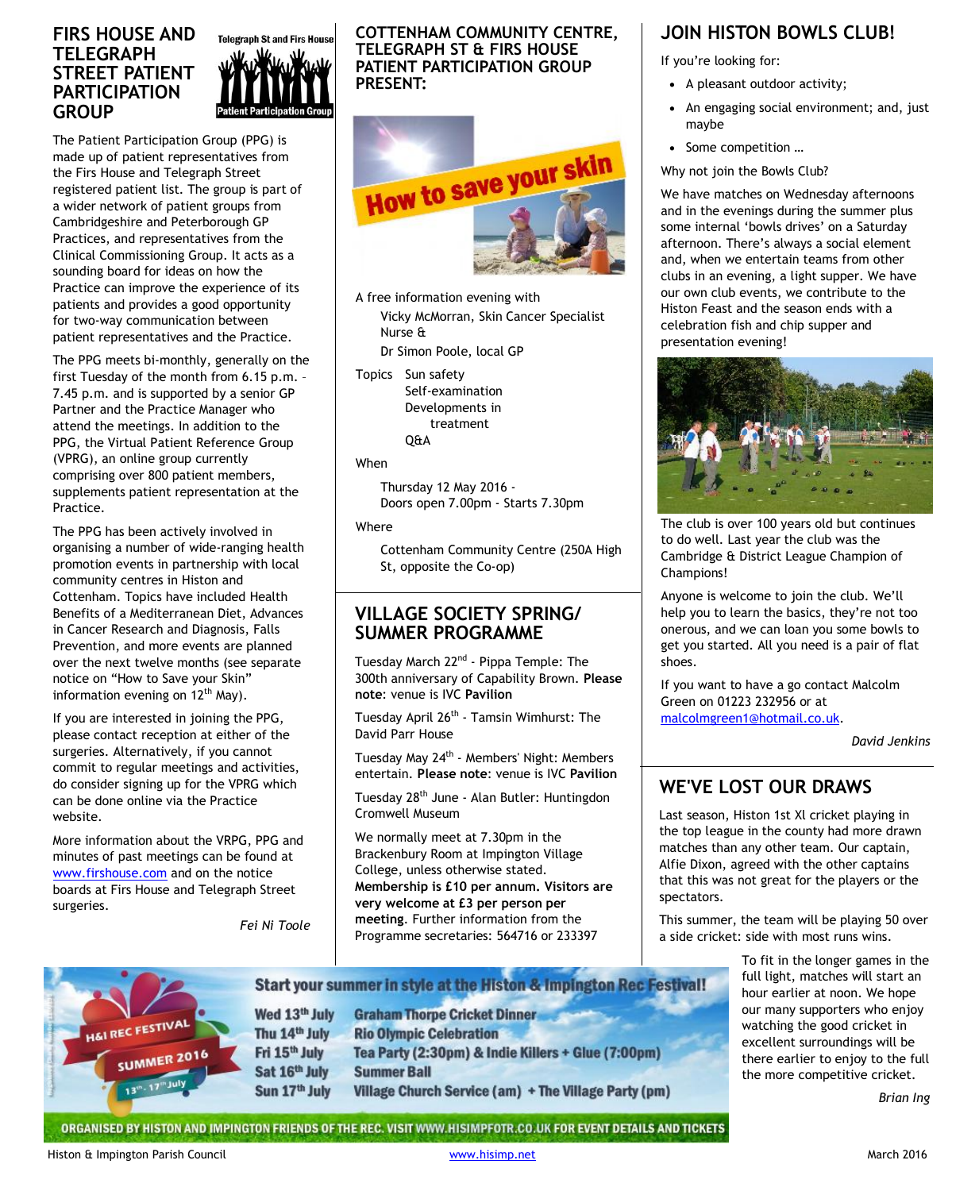## FIRS HOUSE AND TELEGRAPH STREET PATIENT PARTICIPATION GROUP

Telegraph St and Firs House Patient Participation Group

The Patient Participation Group (PPG) is made up of patient representatives from the Firs House and Telegraph Street registered patient list. The group is part of a wider network of patient groups from Cambridgeshire and Peterborough GP Practices, and representatives from the Clinical Commissioning Group. It acts as a sounding board for ideas on how the Practice can improve the experience of its patients and provides a good opportunity for two-way communication between patient representatives and the Practice.

The PPG meets bi-monthly, generally on the first Tuesday of the month from 6.15 p.m. – 7.45 p.m. and is supported by a senior GP Partner and the Practice Manager who attend the meetings. In addition to the PPG, the Virtual Patient Reference Group (VPRG), an online group currently comprising over 800 patient members, supplements patient representation at the Practice.

The PPG has been actively involved in organising a number of wide-ranging health promotion events in partnership with local community centres in Histon and Cottenham. Topics have included Health Benefits of a Mediterranean Diet, Advances in Cancer Research and Diagnosis, Falls Prevention, and more events are planned over the next twelve months (see separate notice on "How to Save your Skin" information evening on 12th May).

If you are interested in joining the PPG, please contact reception at either of the surgeries. Alternatively, if you cannot commit to regular meetings and activities, do consider signing up for the VPRG which can be done online via the Practice website.

More information about the VRPG, PPG and minutes of past meetings can be found at www.firshouse.com and on the notice boards at Firs House and Telegraph Street surgeries.

*Fei Ni Toole*

## COTTENHAM COMMUNITY CENTRE, TELEGRAPH ST & FIRS HOUSE PATIENT PARTICIPATION GROUP PRESENT:

**How to save your skin**

A free information evening with
Vicky McMorran, Skin Cancer Specialist Nurse &
Dr Simon Poole, local GP

Topics
- Sun safety
- Self-examination
- Developments in treatment
- Q&A

When
Thursday 12 May 2016 -
Doors open 7.00pm - Starts 7.30pm

Where
Cottenham Community Centre (250A High St, opposite the Co-op)

## VILLAGE SOCIETY SPRING/ SUMMER PROGRAMME

Tuesday March 22nd - Pippa Temple: The 300th anniversary of Capability Brown. **Please note**: venue is IVC **Pavilion**

Tuesday April 26th - Tamsin Wimhurst: The David Parr House

Tuesday May 24th - Members' Night: Members entertain. **Please note**: venue is IVC **Pavilion**

Tuesday 28th June - Alan Butler: Huntingdon Cromwell Museum

We normally meet at 7.30pm in the Brackenbury Room at Impington Village College, unless otherwise stated. **Membership is £10 per annum. Visitors are very welcome at £3 per person per meeting**. Further information from the Programme secretaries: 564716 or 233397

## JOIN HISTON BOWLS CLUB!

If you're looking for:

- A pleasant outdoor activity;
- An engaging social environment; and, just maybe
- Some competition …

Why not join the Bowls Club?

We have matches on Wednesday afternoons and in the evenings during the summer plus some internal 'bowls drives' on a Saturday afternoon. There's always a social element and, when we entertain teams from other clubs in an evening, a light supper. We have our own club events, we contribute to the Histon Feast and the season ends with a celebration fish and chip supper and presentation evening!

The club is over 100 years old but continues to do well. Last year the club was the Cambridge & District League Champion of Champions!

Anyone is welcome to join the club. We'll help you to learn the basics, they're not too onerous, and we can loan you some bowls to get you started. All you need is a pair of flat shoes.

If you want to have a go contact Malcolm Green on 01223 232956 or at malcolmgreen1@hotmail.co.uk.

*David Jenkins*

## WE'VE LOST OUR DRAWS

Last season, Histon 1st XI cricket playing in the top league in the county had more drawn matches than any other team. Our captain, Alfie Dixon, agreed with the other captains that this was not great for the players or the spectators.

This summer, the team will be playing 50 over a side cricket: side with most runs wins.

To fit in the longer games in the full light, matches will start an hour earlier at noon. We hope our many supporters who enjoy watching the good cricket in excellent surroundings will be there earlier to enjoy to the full the more competitive cricket.

*Brian Ing*

**Start your summer in style at the Histon & Impington Rec Festival!**

H&I REC FESTIVAL SUMMER 2016 13th - 17th July

| | |
|---|---|
| Wed 13th July | Graham Thorpe Cricket Dinner |
| Thu 14th July | Rio Olympic Celebration |
| Fri 15th July | Tea Party (2:30pm) & Indie Killers + Glue (7:00pm) |
| Sat 16th July | Summer Ball |
| Sun 17th July | Village Church Service (am) + The Village Party (pm) |

ORGANISED BY HISTON AND IMPINGTON FRIENDS OF THE REC. VISIT WWW.HISIMPFOTR.CO.UK FOR EVENT DETAILS AND TICKETS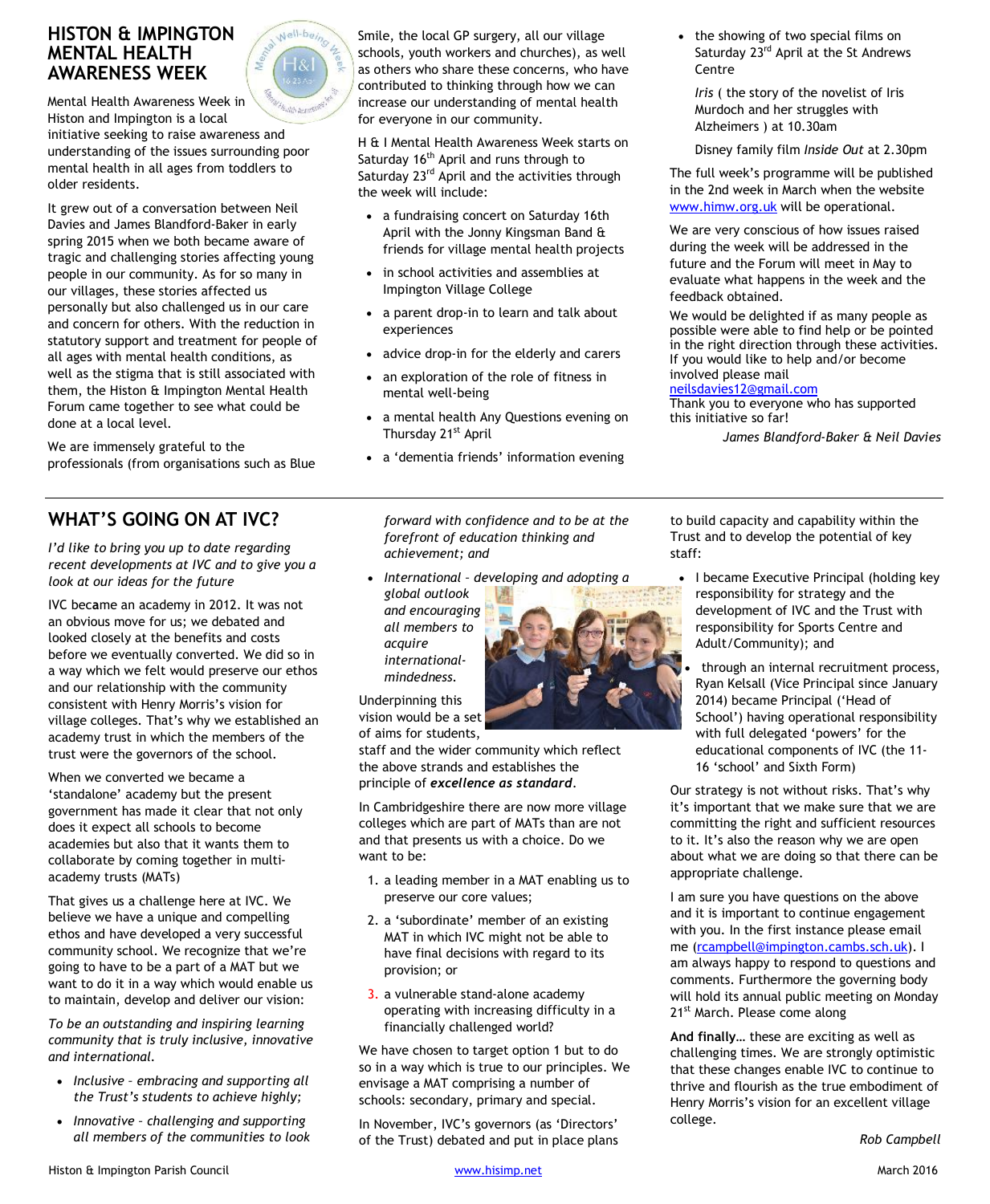## HISTON & IMPINGTON MENTAL HEALTH AWARENESS WEEK

Mental Health Awareness Week in Histon and Impington is a local initiative seeking to raise awareness and understanding of the issues surrounding poor mental health in all ages from toddlers to older residents.

It grew out of a conversation between Neil Davies and James Blandford-Baker in early spring 2015 when we both became aware of tragic and challenging stories affecting young people in our community. As for so many in our villages, these stories affected us personally but also challenged us in our care and concern for others. With the reduction in statutory support and treatment for people of all ages with mental health conditions, as well as the stigma that is still associated with them, the Histon & Impington Mental Health Forum came together to see what could be done at a local level.

We are immensely grateful to the professionals (from organisations such as Blue Smile, the local GP surgery, all our village schools, youth workers and churches), as well as others who share these concerns, who have contributed to thinking through how we can increase our understanding of mental health for everyone in our community.

H & I Mental Health Awareness Week starts on Saturday 16th April and runs through to Saturday 23rd April and the activities through the week will include:

- a fundraising concert on Saturday 16th April with the Jonny Kingsman Band & friends for village mental health projects
- in school activities and assemblies at Impington Village College
- a parent drop-in to learn and talk about experiences
- advice drop-in for the elderly and carers
- an exploration of the role of fitness in mental well-being
- a mental health Any Questions evening on Thursday 21st April
- a 'dementia friends' information evening
- the showing of two special films on Saturday 23rd April at the St Andrews Centre

  *Iris* ( the story of the novelist of Iris Murdoch and her struggles with Alzheimers ) at 10.30am

  Disney family film *Inside Out* at 2.30pm

The full week's programme will be published in the 2nd week in March when the website www.himw.org.uk will be operational.

We are very conscious of how issues raised during the week will be addressed in the future and the Forum will meet in May to evaluate what happens in the week and the feedback obtained.

We would be delighted if as many people as possible were able to find help or be pointed in the right direction through these activities. If you would like to help and/or become involved please mail neilsdavies12@gmail.com

Thank you to everyone who has supported this initiative so far!

*James Blandford-Baker & Neil Davies*

## WHAT'S GOING ON AT IVC?

*I'd like to bring you up to date regarding recent developments at IVC and to give you a look at our ideas for the future*

IVC became an academy in 2012. It was not an obvious move for us; we debated and looked closely at the benefits and costs before we eventually converted. We did so in a way which we felt would preserve our ethos and our relationship with the community consistent with Henry Morris's vision for village colleges. That's why we established an academy trust in which the members of the trust were the governors of the school.

When we converted we became a 'standalone' academy but the present government has made it clear that not only does it expect all schools to become academies but also that it wants them to collaborate by coming together in multi-academy trusts (MATs)

That gives us a challenge here at IVC. We believe we have a unique and compelling ethos and have developed a very successful community school. We recognize that we're going to have to be a part of a MAT but we want to do it in a way which would enable us to maintain, develop and deliver our vision:

*To be an outstanding and inspiring learning community that is truly inclusive, innovative and international.*

- *Inclusive – embracing and supporting all the Trust's students to achieve highly;*
- *Innovative – challenging and supporting all members of the communities to look forward with confidence and to be at the forefront of education thinking and achievement; and*
- *International – developing and adopting a global outlook and encouraging all members to acquire international-mindedness.*

Underpinning this vision would be a set of aims for students, staff and the wider community which reflect the above strands and establishes the principle of ***excellence as standard***.

In Cambridgeshire there are now more village colleges which are part of MATs than are not and that presents us with a choice. Do we want to be:

1. a leading member in a MAT enabling us to preserve our core values;
2. a 'subordinate' member of an existing MAT in which IVC might not be able to have final decisions with regard to its provision; or
3. a vulnerable stand-alone academy operating with increasing difficulty in a financially challenged world?

We have chosen to target option 1 but to do so in a way which is true to our principles. We envisage a MAT comprising a number of schools: secondary, primary and special.

In November, IVC's governors (as 'Directors' of the Trust) debated and put in place plans to build capacity and capability within the Trust and to develop the potential of key staff:

- I became Executive Principal (holding key responsibility for strategy and the development of IVC and the Trust with responsibility for Sports Centre and Adult/Community); and
- through an internal recruitment process, Ryan Kelsall (Vice Principal since January 2014) became Principal ('Head of School') having operational responsibility with full delegated 'powers' for the educational components of IVC (the 11-16 'school' and Sixth Form)

Our strategy is not without risks. That's why it's important that we make sure that we are committing the right and sufficient resources to it. It's also the reason why we are open about what we are doing so that there can be appropriate challenge.

I am sure you have questions on the above and it is important to continue engagement with you. In the first instance please email me (rcampbell@impington.cambs.sch.uk). I am always happy to respond to questions and comments. Furthermore the governing body will hold its annual public meeting on Monday 21st March. Please come along

**And finally…** these are exciting as well as challenging times. We are strongly optimistic that these changes enable IVC to continue to thrive and flourish as the true embodiment of Henry Morris's vision for an excellent village college.

*Rob Campbell*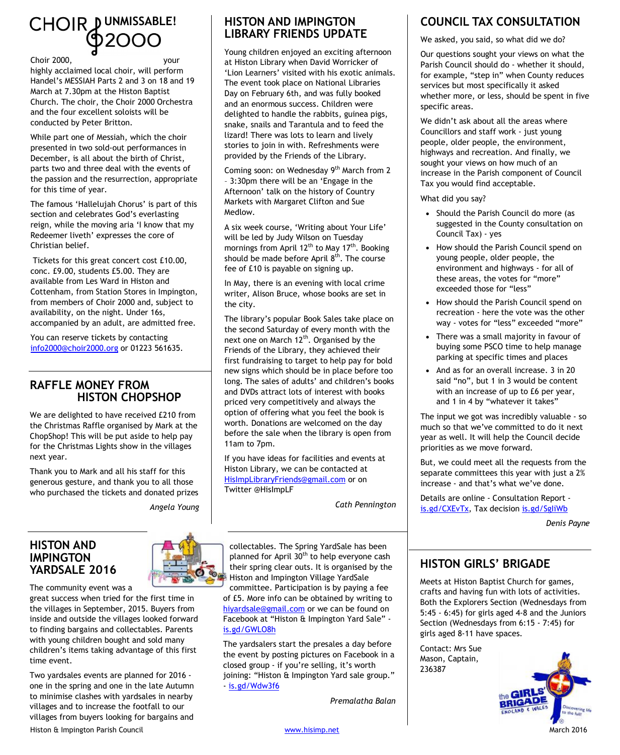# CHOIR 2000 UNMISSABLE!

Choir 2000, your highly acclaimed local choir, will perform Handel's MESSIAH Parts 2 and 3 on 18 and 19 March at 7.30pm at the Histon Baptist Church. The choir, the Choir 2000 Orchestra and the four excellent soloists will be conducted by Peter Britton.

While part one of Messiah, which the choir presented in two sold-out performances in December, is all about the birth of Christ, parts two and three deal with the events of the passion and the resurrection, appropriate for this time of year.

The famous 'Hallelujah Chorus' is part of this section and celebrates God's everlasting reign, while the moving aria 'I know that my Redeemer liveth' expresses the core of Christian belief.

Tickets for this great concert cost £10.00, conc. £9.00, students £5.00. They are available from Les Ward in Histon and Cottenham, from Station Stores in Impington, from members of Choir 2000 and, subject to availability, on the night. Under 16s, accompanied by an adult, are admitted free.

You can reserve tickets by contacting info2000@choir2000.org or 01223 561635.

## RAFFLE MONEY FROM HISTON CHOPSHOP

We are delighted to have received £210 from the Christmas Raffle organised by Mark at the ChopShop! This will be put aside to help pay for the Christmas Lights show in the villages next year.

Thank you to Mark and all his staff for this generous gesture, and thank you to all those who purchased the tickets and donated prizes

*Angela Young*

## HISTON AND IMPINGTON LIBRARY FRIENDS UPDATE

Young children enjoyed an exciting afternoon at Histon Library when David Worricker of 'Lion Learners' visited with his exotic animals. The event took place on National Libraries Day on February 6th, and was fully booked and an enormous success. Children were delighted to handle the rabbits, guinea pigs, snake, snails and Tarantula and to feed the lizard! There was lots to learn and lively stories to join in with. Refreshments were provided by the Friends of the Library.

Coming soon: on Wednesday 9th March from 2 – 3:30pm there will be an 'Engage in the Afternoon' talk on the history of Country Markets with Margaret Clifton and Sue Medlow.

A six week course, 'Writing about Your Life' will be led by Judy Wilson on Tuesday mornings from April 12th to May 17th. Booking should be made before April 8th. The course fee of £10 is payable on signing up.

In May, there is an evening with local crime writer, Alison Bruce, whose books are set in the city.

The library's popular Book Sales take place on the second Saturday of every month with the next one on March 12th. Organised by the Friends of the Library, they achieved their first fundraising to target to help pay for bold new signs which should be in place before too long. The sales of adults' and children's books and DVDs attract lots of interest with books priced very competitively and always the option of offering what you feel the book is worth. Donations are welcomed on the day before the sale when the library is open from 11am to 7pm.

If you have ideas for facilities and events at Histon Library, we can be contacted at HisImpLibraryFriends@gmail.com or on Twitter @HisImpLF

*Cath Pennington*

## COUNCIL TAX CONSULTATION

We asked, you said, so what did we do?

Our questions sought your views on what the Parish Council should do - whether it should, for example, "step in" when County reduces services but most specifically it asked whether more, or less, should be spent in five specific areas.

We didn't ask about all the areas where Councillors and staff work - just young people, older people, the environment, highways and recreation. And finally, we sought your views on how much of an increase in the Parish component of Council Tax you would find acceptable.

What did you say?

- Should the Parish Council do more (as suggested in the County consultation on Council Tax) - yes
- How should the Parish Council spend on young people, older people, the environment and highways - for all of these areas, the votes for "more" exceeded those for "less"
- How should the Parish Council spend on recreation - here the vote was the other way - votes for "less" exceeded "more"
- There was a small majority in favour of buying some PSCO time to help manage parking at specific times and places
- And as for an overall increase. 3 in 20 said "no", but 1 in 3 would be content with an increase of up to £6 per year, and 1 in 4 by "whatever it takes"

The input we got was incredibly valuable - so much so that we've committed to do it next year as well. It will help the Council decide priorities as we move forward.

But, we could meet all the requests from the separate committees this year with just a 2% increase - and that's what we've done.

Details are online - Consultation Report - is.gd/CXEvTx, Tax decision is.gd/SgliWb

*Denis Payne*

## HISTON AND IMPINGTON YARDSALE 2016

The community event was a great success when tried for the first time in the villages in September, 2015. Buyers from inside and outside the villages looked forward to finding bargains and collectables. Parents with young children bought and sold many children's items taking advantage of this first time event.

Two yardsales events are planned for 2016 - one in the spring and one in the late Autumn to minimise clashes with yardsales in nearby villages and to increase the footfall to our villages from buyers looking for bargains and collectables. The Spring YardSale has been planned for April 30th to help everyone cash their spring clear outs. It is organised by the Histon and Impington Village YardSale committee. Participation is by paying a fee of £5. More info can be obtained by writing to hiyardsale@gmail.com or we can be found on Facebook at "Histon & Impington Yard Sale" - is.gd/GWLO8h

The yardsalers start the presales a day before the event by posting pictures on Facebook in a closed group - if you're selling, it's worth joining: "Histon & Impington Yard sale group." - is.gd/Wdw3f6

*Premalatha Balan*

## HISTON GIRLS' BRIGADE

Meets at Histon Baptist Church for games, crafts and having fun with lots of activities. Both the Explorers Section (Wednesdays from 5:45 - 6:45) for girls aged 4-8 and the Juniors Section (Wednesdays from 6:15 - 7:45) for girls aged 8-11 have spaces.

Contact: Mrs Sue Mason, Captain, 236387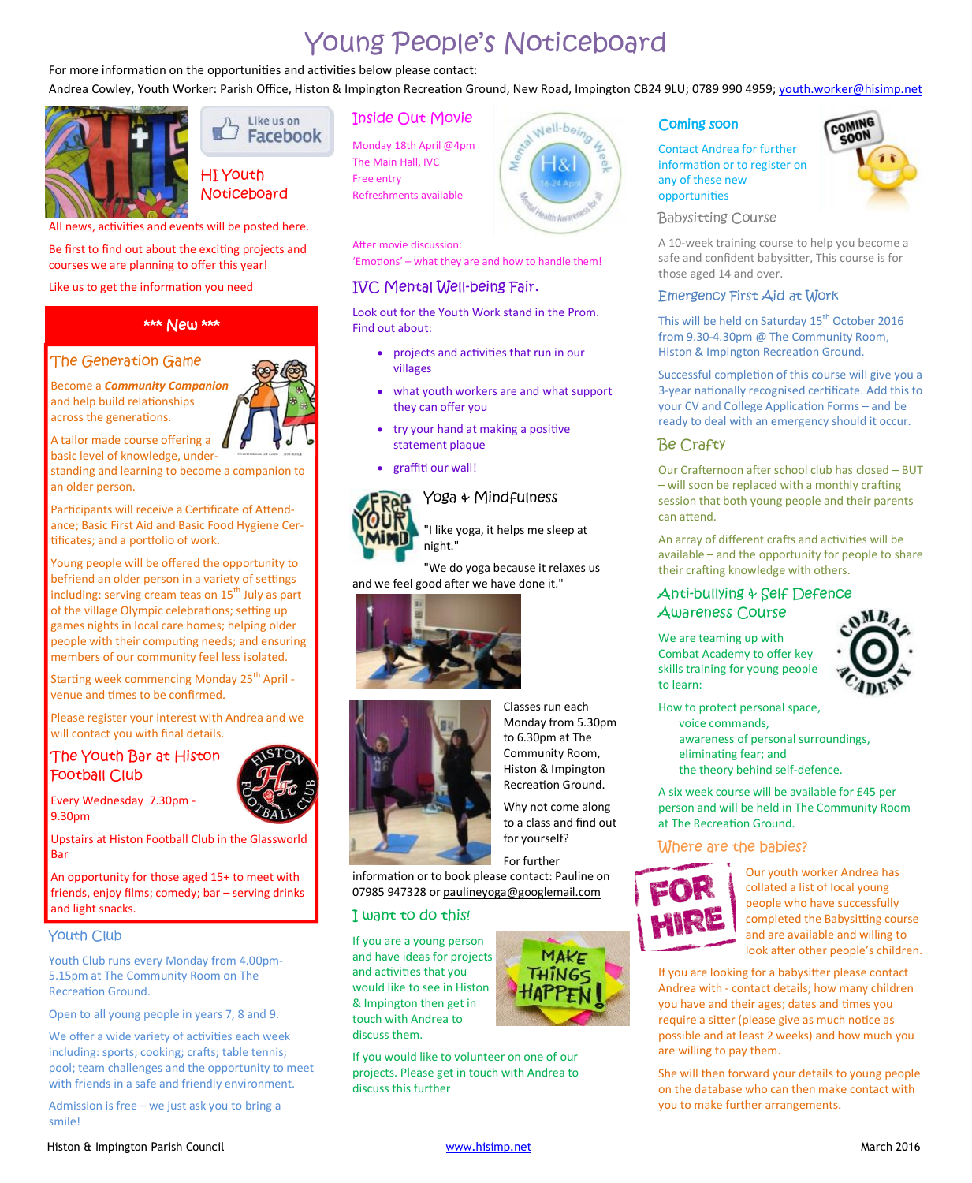# Young People's Noticeboard

For more information on the opportunities and activities below please contact:

Andrea Cowley, Youth Worker: Parish Office, Histon & Impington Recreation Ground, New Road, Impington CB24 9LU; 0789 990 4959; youth.worker@hisimp.net

## HI Youth Noticeboard

All news, activities and events will be posted here.

Be first to find out about the exciting projects and courses we are planning to offer this year!

Like us to get the information you need

### *** New ***

### The Generation Game

Become a ***Community Companion*** and help build relationships across the generations.

A tailor made course offering a basic level of knowledge, understanding and learning to become a companion to an older person.

Participants will receive a Certificate of Attendance; Basic First Aid and Basic Food Hygiene Certificates; and a portfolio of work.

Young people will be offered the opportunity to befriend an older person in a variety of settings including: serving cream teas on 15th July as part of the village Olympic celebrations; setting up games nights in local care homes; helping older people with their computing needs; and ensuring members of our community feel less isolated.

Starting week commencing Monday 25th April - venue and times to be confirmed.

Please register your interest with Andrea and we will contact you with final details.

### The Youth Bar at Histon Football Club

Every Wednesday 7.30pm - 9.30pm

Upstairs at Histon Football Club in the Glassworld Bar

An opportunity for those aged 15+ to meet with friends, enjoy films; comedy; bar – serving drinks and light snacks.

### Youth Club

Youth Club runs every Monday from 4.00pm-5.15pm at The Community Room on The Recreation Ground.

Open to all young people in years 7, 8 and 9.

We offer a wide variety of activities each week including: sports; cooking; crafts; table tennis; pool; team challenges and the opportunity to meet with friends in a safe and friendly environment.

Admission is free – we just ask you to bring a smile!

### Inside Out Movie

Monday 18th April @4pm
The Main Hall, IVC
Free entry
Refreshments available

After movie discussion:
'Emotions' – what they are and how to handle them!

### IVC Mental Well-being Fair.

Look out for the Youth Work stand in the Prom. Find out about:

- projects and activities that run in our villages
- what youth workers are and what support they can offer you
- try your hand at making a positive statement plaque
- graffiti our wall!

### Yoga & Mindfulness

"I like yoga, it helps me sleep at night."

"We do yoga because it relaxes us and we feel good after we have done it."

Classes run each Monday from 5.30pm to 6.30pm at The Community Room, Histon & Impington Recreation Ground.

Why not come along to a class and find out for yourself?

For further information or to book please contact: Pauline on 07985 947328 or paulineyoga@googlemail.com

### I want to do this!

If you are a young person and have ideas for projects and activities that you would like to see in Histon & Impington then get in touch with Andrea to discuss them.

If you would like to volunteer on one of our projects. Please get in touch with Andrea to discuss this further

### Coming soon

Contact Andrea for further information or to register on any of these new opportunities

### Babysitting Course

A 10-week training course to help you become a safe and confident babysitter, This course is for those aged 14 and over.

### Emergency First Aid at Work

This will be held on Saturday 15th October 2016 from 9.30-4.30pm @ The Community Room, Histon & Impington Recreation Ground.

Successful completion of this course will give you a 3-year nationally recognised certificate. Add this to your CV and College Application Forms – and be ready to deal with an emergency should it occur.

### Be Crafty

Our Crafternoon after school club has closed – BUT – will soon be replaced with a monthly crafting session that both young people and their parents can attend.

An array of different crafts and activities will be available – and the opportunity for people to share their crafting knowledge with others.

### Anti-bullying & Self Defence Awareness Course

We are teaming up with Combat Academy to offer key skills training for young people to learn:

How to protect personal space,
voice commands,
awareness of personal surroundings,
eliminating fear; and
the theory behind self-defence.

A six week course will be available for £45 per person and will be held in The Community Room at The Recreation Ground.

### Where are the babies?

Our youth worker Andrea has collated a list of local young people who have successfully completed the Babysitting course and are available and willing to look after other people's children.

If you are looking for a babysitter please contact Andrea with - contact details; how many children you have and their ages; dates and times you require a sitter (please give as much notice as possible and at least 2 weeks) and how much you are willing to pay them.

She will then forward your details to young people on the database who can then make contact with you to make further arrangements.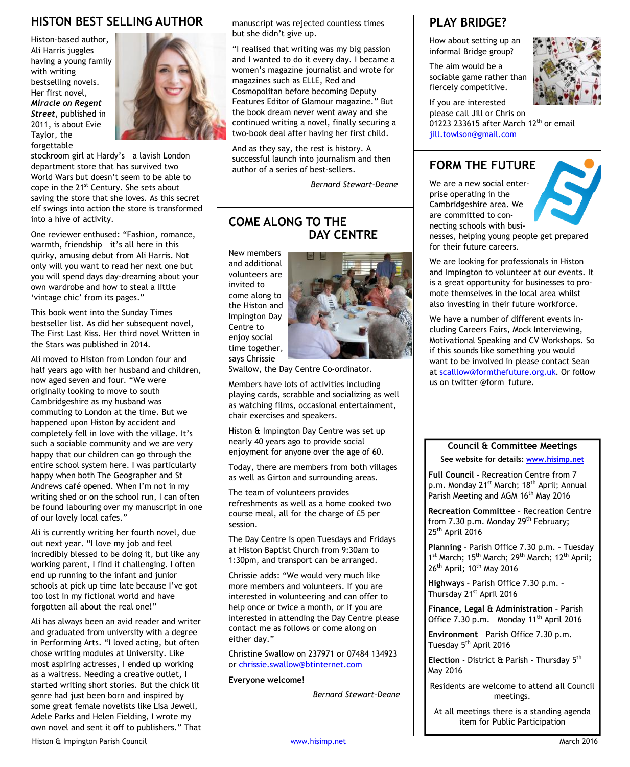## HISTON BEST SELLING AUTHOR

Histon-based author, Ali Harris juggles having a young family with writing bestselling novels. Her first novel, ***Miracle on Regent Street***, published in 2011, is about Evie Taylor, the forgettable stockroom girl at Hardy's – a lavish London department store that has survived two World Wars but doesn't seem to be able to cope in the 21st Century. She sets about saving the store that she loves. As this secret elf swings into action the store is transformed into a hive of activity.

One reviewer enthused: "Fashion, romance, warmth, friendship – it's all here in this quirky, amusing debut from Ali Harris. Not only will you want to read her next one but you will spend days day-dreaming about your own wardrobe and how to steal a little 'vintage chic' from its pages."

This book went into the Sunday Times bestseller list. As did her subsequent novel, The First Last Kiss. Her third novel Written in the Stars was published in 2014.

Ali moved to Histon from London four and half years ago with her husband and children, now aged seven and four. "We were originally looking to move to south Cambridgeshire as my husband was commuting to London at the time. But we happened upon Histon by accident and completely fell in love with the village. It's such a sociable community and we are very happy that our children can go through the entire school system here. I was particularly happy when both The Geographer and St Andrews café opened. When I'm not in my writing shed or on the school run, I can often be found labouring over my manuscript in one of our lovely local cafes."

Ali is currently writing her fourth novel, due out next year. "I love my job and feel incredibly blessed to be doing it, but like any working parent, I find it challenging. I often end up running to the infant and junior schools at pick up time late because I've got too lost in my fictional world and have forgotten all about the real one!"

Ali has always been an avid reader and writer and graduated from university with a degree in Performing Arts. "I loved acting, but often chose writing modules at University. Like most aspiring actresses, I ended up working as a waitress. Needing a creative outlet, I started writing short stories. But the chick lit genre had just been born and inspired by some great female novelists like Lisa Jewell, Adele Parks and Helen Fielding, I wrote my own novel and sent it off to publishers." That manuscript was rejected countless times but she didn't give up.

"I realised that writing was my big passion and I wanted to do it every day. I became a women's magazine journalist and wrote for magazines such as ELLE, Red and Cosmopolitan before becoming Deputy Features Editor of Glamour magazine." But the book dream never went away and she continued writing a novel, finally securing a two-book deal after having her first child.

And as they say, the rest is history. A successful launch into journalism and then author of a series of best-sellers.

*Bernard Stewart-Deane*

## COME ALONG TO THE DAY CENTRE

New members and additional volunteers are invited to come along to the Histon and Impington Day Centre to enjoy social time together, says Chrissie Swallow, the Day Centre Co-ordinator.

Members have lots of activities including playing cards, scrabble and socializing as well as watching films, occasional entertainment, chair exercises and speakers.

Histon & Impington Day Centre was set up nearly 40 years ago to provide social enjoyment for anyone over the age of 60.

Today, there are members from both villages as well as Girton and surrounding areas.

The team of volunteers provides refreshments as well as a home cooked two course meal, all for the charge of £5 per session.

The Day Centre is open Tuesdays and Fridays at Histon Baptist Church from 9:30am to 1:30pm, and transport can be arranged.

Chrissie adds: "We would very much like more members and volunteers. If you are interested in volunteering and can offer to help once or twice a month, or if you are interested in attending the Day Centre please contact me as follows or come along on either day."

Christine Swallow on 237971 or 07484 134923 or chrissie.swallow@btinternet.com

**Everyone welcome!**

*Bernard Stewart-Deane*

## PLAY BRIDGE?

How about setting up an informal Bridge group?

The aim would be a sociable game rather than fiercely competitive.

If you are interested please call Jill or Chris on 01223 233615 after March 12th or email jill.towlson@gmail.com

## FORM THE FUTURE

We are a new social enterprise operating in the Cambridgeshire area. We are committed to connecting schools with businesses, helping young people get prepared for their future careers.

We are looking for professionals in Histon and Impington to volunteer at our events. It is a great opportunity for businesses to promote themselves in the local area whilst also investing in their future workforce.

We have a number of different events including Careers Fairs, Mock Interviewing, Motivational Speaking and CV Workshops. So if this sounds like something you would want to be involved in please contact Sean at scalllow@formthefuture.org.uk. Or follow us on twitter @form_future.

### Council & Committee Meetings

**See website for details: www.hisimp.net**

**Full Council -** Recreation Centre from 7 p.m. Monday 21st March; 18th April; Annual Parish Meeting and AGM 16th May 2016

**Recreation Committee** – Recreation Centre from 7.30 p.m. Monday 29th February; 25th April 2016

**Planning** – Parish Office 7.30 p.m. – Tuesday 1st March; 15th March; 29th March; 12th April; 26th April; 10th May 2016

**Highways** – Parish Office 7.30 p.m. – Thursday 21st April 2016

**Finance, Legal & Administration** – Parish Office 7.30 p.m. – Monday 11th April 2016

**Environment** – Parish Office 7.30 p.m. – Tuesday 5th April 2016

**Election** - District & Parish - Thursday 5th May 2016

Residents are welcome to attend **all** Council meetings.

At all meetings there is a standing agenda item for Public Participation